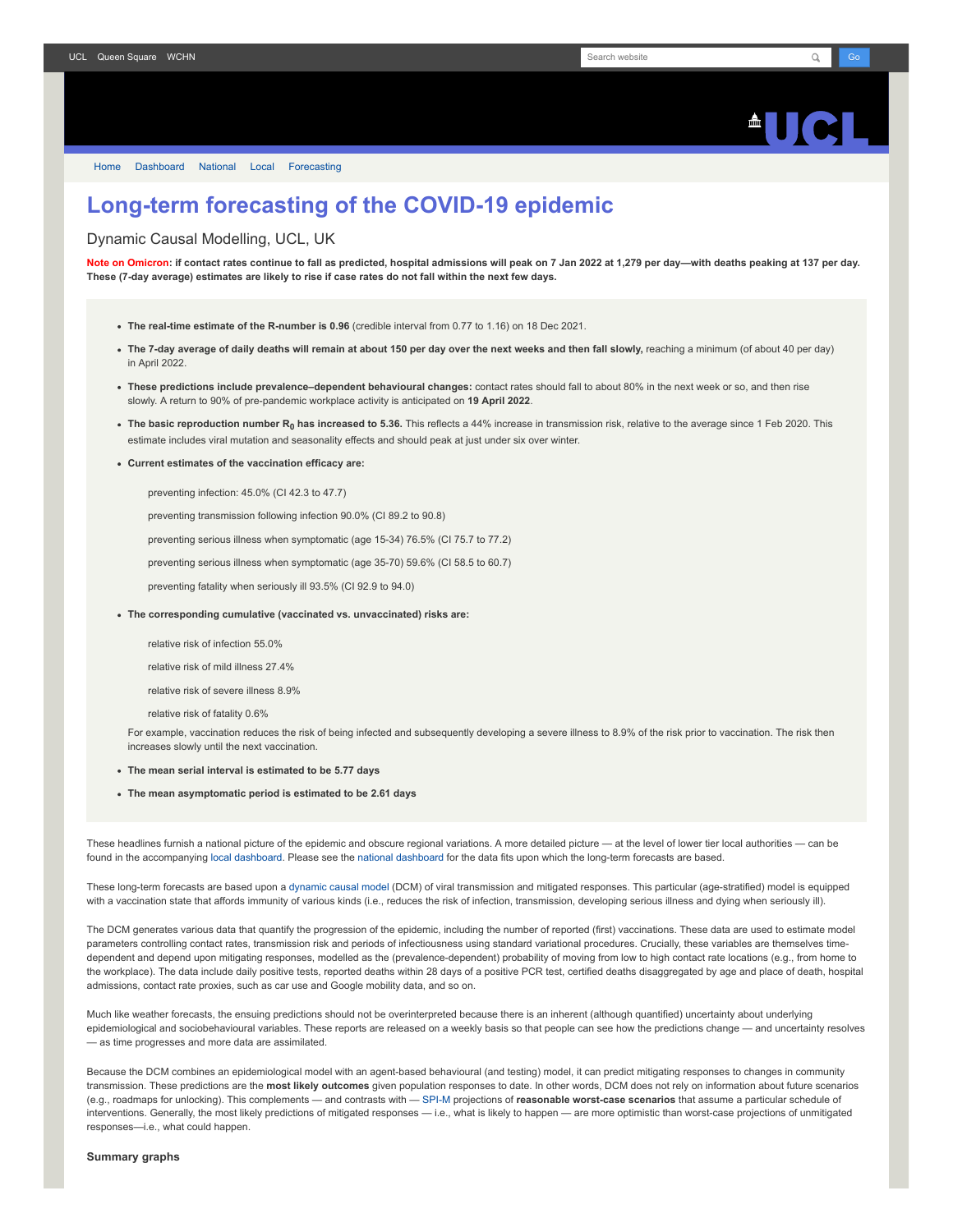UCL Queen Square WCHN

Home Dashboard National Local Forecasting

# Long-term forecasting of the COVID-19 epidemic

## Dynamic Causal Modelling, UCL, UK

**Note on Omicron: if contact rates continue to fall as predicted, hospital admissions will peak on 7 Jan 2022 at 1,279 per day—with deaths peaking at 137 per day. These (7-day average) estimates are likely to rise if case rates do not fall within the next few days.**

- **The real-time estimate of the R-number is 0.96** (credible interval from 0.77 to 1.16) on 18 Dec 2021.
- **The 7-day average of daily deaths will remain at about 150 per day over the next weeks and then fall slowly,** reaching a minimum (of about 40 per day) in April 2022.
- **These predictions include prevalence–dependent behavioural changes:** contact rates should fall to about 80% in the next week or so, and then rise slowly. A return to 90% of pre-pandemic workplace activity is anticipated on **19 April 2022**.
- **The basic reproduction number $R_0$ has increased to 5.36.** This reflects a 44% increase in transmission risk, relative to the average since 1 Feb 2020. This estimate includes viral mutation and seasonality effects and should peak at just under six over winter.
- **Current estimates of the vaccination efficacy are:**

  preventing infection: 45.0% (CI 42.3 to 47.7)

  preventing transmission following infection 90.0% (CI 89.2 to 90.8)

  preventing serious illness when symptomatic (age 15-34) 76.5% (CI 75.7 to 77.2)

  preventing serious illness when symptomatic (age 35-70) 59.6% (CI 58.5 to 60.7)

  preventing fatality when seriously ill 93.5% (CI 92.9 to 94.0)

- **The corresponding cumulative (vaccinated vs. unvaccinated) risks are:**

  relative risk of infection 55.0%

  relative risk of mild illness 27.4%

  relative risk of severe illness 8.9%

  relative risk of fatality 0.6%

  For example, vaccination reduces the risk of being infected and subsequently developing a severe illness to 8.9% of the risk prior to vaccination. The risk then increases slowly until the next vaccination.

- **The mean serial interval is estimated to be 5.77 days**
- **The mean asymptomatic period is estimated to be 2.61 days**

These headlines furnish a national picture of the epidemic and obscure regional variations. A more detailed picture — at the level of lower tier local authorities — can be found in the accompanying local dashboard. Please see the national dashboard for the data fits upon which the long-term forecasts are based.

These long-term forecasts are based upon a dynamic causal model (DCM) of viral transmission and mitigated responses. This particular (age-stratified) model is equipped with a vaccination state that affords immunity of various kinds (i.e., reduces the risk of infection, transmission, developing serious illness and dying when seriously ill).

The DCM generates various data that quantify the progression of the epidemic, including the number of reported (first) vaccinations. These data are used to estimate model parameters controlling contact rates, transmission risk and periods of infectiousness using standard variational procedures. Crucially, these variables are themselves time-dependent and depend upon mitigating responses, modelled as the (prevalence-dependent) probability of moving from low to high contact rate locations (e.g., from home to the workplace). The data include daily positive tests, reported deaths within 28 days of a positive PCR test, certified deaths disaggregated by age and place of death, hospital admissions, contact rate proxies, such as car use and Google mobility data, and so on.

Much like weather forecasts, the ensuing predictions should not be overinterpreted because there is an inherent (although quantified) uncertainty about underlying epidemiological and sociobehavioural variables. These reports are released on a weekly basis so that people can see how the predictions change — and uncertainty resolves — as time progresses and more data are assimilated.

Because the DCM combines an epidemiological model with an agent-based behavioural (and testing) model, it can predict mitigating responses to changes in community transmission. These predictions are the **most likely outcomes** given population responses to date. In other words, DCM does not rely on information about future scenarios (e.g., roadmaps for unlocking). This complements — and contrasts with — SPI-M projections of **reasonable worst-case scenarios** that assume a particular schedule of interventions. Generally, the most likely predictions of mitigated responses — i.e., what is likely to happen — are more optimistic than worst-case projections of unmitigated responses—i.e., what could happen.

**Summary graphs**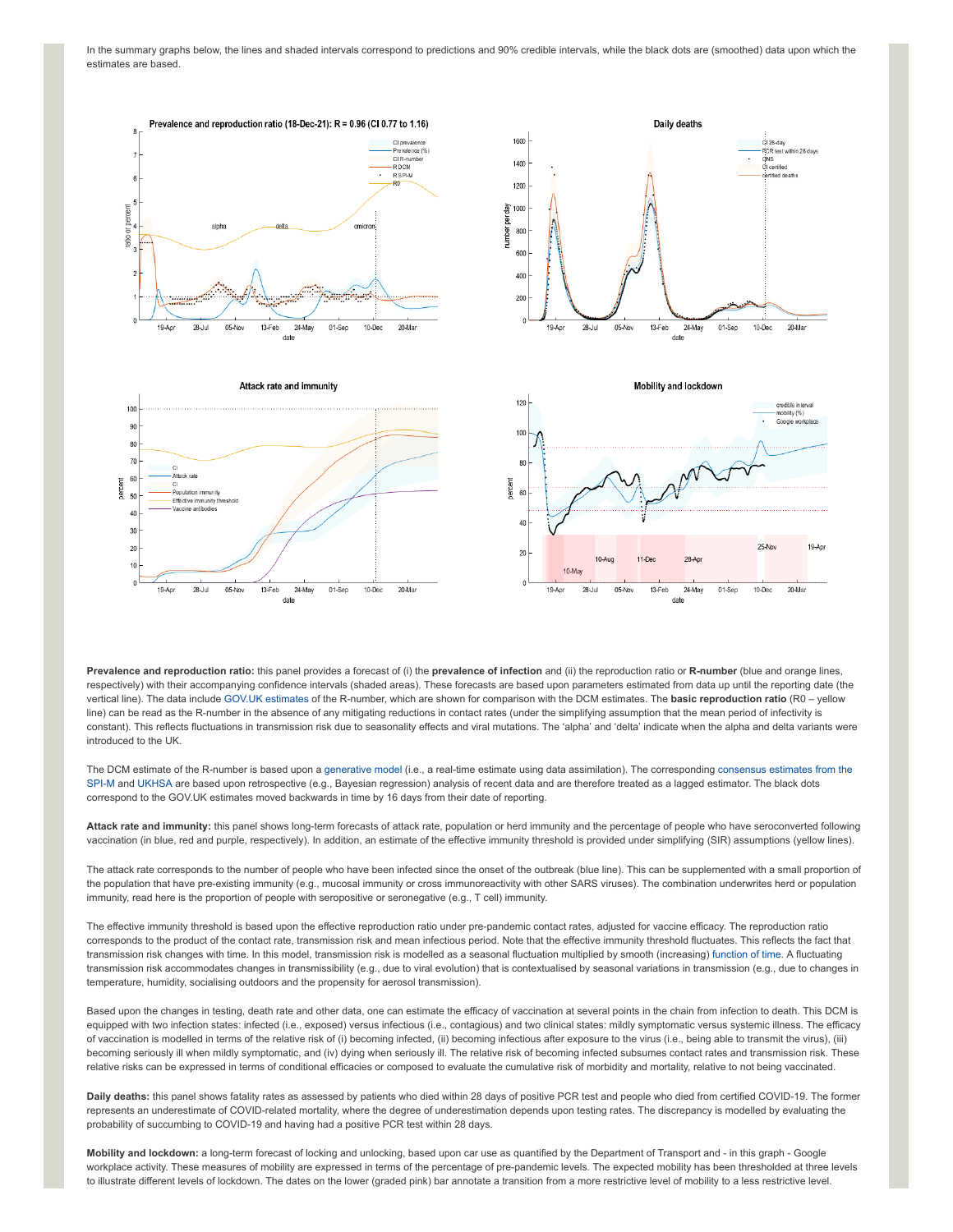In the summary graphs below, the lines and shaded intervals correspond to predictions and 90% credible intervals, while the black dots are (smoothed) data upon which the estimates are based.

**Prevalence and reproduction ratio:** this panel provides a forecast of (i) the **prevalence of infection** and (ii) the reproduction ratio or **R-number** (blue and orange lines, respectively) with their accompanying confidence intervals (shaded areas). These forecasts are based upon parameters estimated from data up until the reporting date (the vertical line). The data include GOV.UK estimates of the R-number, which are shown for comparison with the DCM estimates. The **basic reproduction ratio** (R0 – yellow line) can be read as the R-number in the absence of any mitigating reductions in contact rates (under the simplifying assumption that the mean period of infectivity is constant). This reflects fluctuations in transmission risk due to seasonality effects and viral mutations. The 'alpha' and 'delta' indicate when the alpha and delta variants were introduced to the UK.

The DCM estimate of the R-number is based upon a generative model (i.e., a real-time estimate using data assimilation). The corresponding consensus estimates from the SPI-M and UKHSA are based upon retrospective (e.g., Bayesian regression) analysis of recent data and are therefore treated as a lagged estimator. The black dots correspond to the GOV.UK estimates moved backwards in time by 16 days from their date of reporting.

**Attack rate and immunity:** this panel shows long-term forecasts of attack rate, population or herd immunity and the percentage of people who have seroconverted following vaccination (in blue, red and purple, respectively). In addition, an estimate of the effective immunity threshold is provided under simplifying (SIR) assumptions (yellow lines).

The attack rate corresponds to the number of people who have been infected since the onset of the outbreak (blue line). This can be supplemented with a small proportion of the population that have pre-existing immunity (e.g., mucosal immunity or cross immunoreactivity with other SARS viruses). The combination underwrites herd or population immunity, read here is the proportion of people with seropositive or seronegative (e.g., T cell) immunity.

The effective immunity threshold is based upon the effective reproduction ratio under pre-pandemic contact rates, adjusted for vaccine efficacy. The reproduction ratio corresponds to the product of the contact rate, transmission risk and mean infectious period. Note that the effective immunity threshold fluctuates. This reflects the fact that transmission risk changes with time. In this model, transmission risk is modelled as a seasonal fluctuation multiplied by smooth (increasing) function of time. A fluctuating transmission risk accommodates changes in transmissibility (e.g., due to viral evolution) that is contextualised by seasonal variations in transmission (e.g., due to changes in temperature, humidity, socialising outdoors and the propensity for aerosol transmission).

Based upon the changes in testing, death rate and other data, one can estimate the efficacy of vaccination at several points in the chain from infection to death. This DCM is equipped with two infection states: infected (i.e., exposed) versus infectious (i.e., contagious) and two clinical states: mildly symptomatic versus systemic illness. The efficacy of vaccination is modelled in terms of the relative risk of (i) becoming infected, (ii) becoming infectious after exposure to the virus (i.e., being able to transmit the virus), (iii) becoming seriously ill when mildly symptomatic, and (iv) dying when seriously ill. The relative risk of becoming infected subsumes contact rates and transmission risk. These relative risks can be expressed in terms of conditional efficacies or composed to evaluate the cumulative risk of morbidity and mortality, relative to not being vaccinated.

**Daily deaths:** this panel shows fatality rates as assessed by patients who died within 28 days of positive PCR test and people who died from certified COVID-19. The former represents an underestimate of COVID-related mortality, where the degree of underestimation depends upon testing rates. The discrepancy is modelled by evaluating the probability of succumbing to COVID-19 and having had a positive PCR test within 28 days.

**Mobility and lockdown:** a long-term forecast of locking and unlocking, based upon car use as quantified by the Department of Transport and - in this graph - Google workplace activity. These measures of mobility are expressed in terms of the percentage of pre-pandemic levels. The expected mobility has been thresholded at three levels to illustrate different levels of lockdown. The dates on the lower (graded pink) bar annotate a transition from a more restrictive level of mobility to a less restrictive level.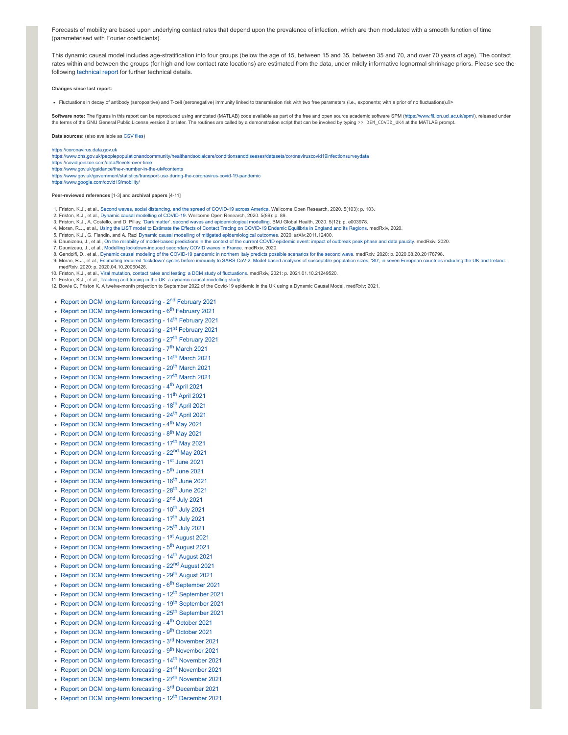Forecasts of mobility are based upon underlying contact rates that depend upon the prevalence of infection, which are then modulated with a smooth function of time (parameterised with Fourier coefficients).

This dynamic causal model includes age-stratification into four groups (below the age of 15, between 15 and 35, between 35 and 70, and over 70 years of age). The contact rates within and between the groups (for high and low contact rate locations) are estimated from the data, under mildly informative lognormal shrinkage priors. Please see the following technical report for further technical details.

**Changes since last report:**

- Fluctuations in decay of antibody (seropositive) and T-cell (seronegative) immunity linked to transmission risk with two free parameters (i.e., exponents; with a prior of no fluctuations)./li>

**Software note:** The figures in this report can be reproduced using annotated (MATLAB) code available as part of the free and open source academic software SPM (https://www.fil.ion.ucl.ac.uk/spm/), released under the terms of the GNU General Public License version 2 or later. The routines are called by a demonstration script that can be invoked by typing `>> DEM_COVID_UK4` at the MATLAB prompt.

**Data sources:** (also available as CSV files)

https://coronavirus.data.gov.uk
https://www.ons.gov.uk/peoplepopulationandcommunity/healthandsocialcare/conditionsanddiseases/datasets/coronaviruscovid19infectionsurveydata
https://covid.joinzoe.com/data#levels-over-time
https://www.gov.uk/guidance/the-r-number-in-the-uk#contents
https://www.gov.uk/government/statistics/transport-use-during-the-coronavirus-covid-19-pandemic
https://www.google.com/covid19/mobility/

**Peer-reviewed references** [1-3] and **archival papers** [4-11]

1. Friston, K.J., et al., Second waves, social distancing, and the spread of COVID-19 across America. Wellcome Open Research, 2020. 5(103): p. 103.
2. Friston, K.J., et al., Dynamic causal modelling of COVID-19. Wellcome Open Research, 2020. 5(89): p. 89.
3. Friston, K.J., A. Costello, and D. Pillay, 'Dark matter', second waves and epidemiological modelling. BMJ Global Health, 2020. 5(12): p. e003978.
4. Moran, R.J., et al., Using the LIST model to Estimate the Effects of Contact Tracing on COVID-19 Endemic Equilibria in England and its Regions. medRxiv, 2020.
5. Friston, K.J., G. Flandin, and A. Razi Dynamic causal modelling of mitigated epidemiological outcomes. 2020. arXiv:2011.12400.
6. Daunizeau, J., et al., On the reliability of model-based predictions in the context of the current COVID epidemic event: impact of outbreak peak phase and data paucity. medRxiv, 2020.
7. Daunizeau, J., et al., Modelling lockdown-induced secondary COVID waves in France. medRxiv, 2020.
8. Gandolfi, D., et al., Dynamic causal modeling of the COVID-19 pandemic in northern Italy predicts possible scenarios for the second wave. medRxiv, 2020: p. 2020.08.20.20178798.
9. Moran, R.J., et al., Estimating required 'lockdown' cycles before immunity to SARS-CoV-2: Model-based analyses of susceptible population sizes, 'S0', in seven European countries including the UK and Ireland. medRxiv, 2020: p. 2020.04.10.20060426.
10. Friston, K.J., et al., Viral mutation, contact rates and testing: a DCM study of fluctuations. medRxiv, 2021: p. 2021.01.10.21249520.
11. Friston, K.J., et al., Tracking and tracing in the UK: a dynamic causal modelling study.
12. Bowie C, Friston K. A twelve-month projection to September 2022 of the Covid-19 epidemic in the UK using a Dynamic Causal Model. medRxiv; 2021.

- Report on DCM long-term forecasting - 2nd February 2021
- Report on DCM long-term forecasting - 6th February 2021
- Report on DCM long-term forecasting - 14th February 2021
- Report on DCM long-term forecasting - 21st February 2021
- Report on DCM long-term forecasting - 27th February 2021
- Report on DCM long-term forecasting - 7th March 2021
- Report on DCM long-term forecasting - 14th March 2021
- Report on DCM long-term forecasting - 20th March 2021
- Report on DCM long-term forecasting - 27th March 2021
- Report on DCM long-term forecasting - 4th April 2021
- Report on DCM long-term forecasting - 11th April 2021
- Report on DCM long-term forecasting - 18th April 2021
- Report on DCM long-term forecasting - 24th April 2021
- Report on DCM long-term forecasting - 4th May 2021
- Report on DCM long-term forecasting - 8th May 2021
- Report on DCM long-term forecasting - 17th May 2021
- Report on DCM long-term forecasting - 22nd May 2021
- Report on DCM long-term forecasting - 1st June 2021
- Report on DCM long-term forecasting - 5th June 2021
- Report on DCM long-term forecasting - 16th June 2021
- Report on DCM long-term forecasting - 28th June 2021
- Report on DCM long-term forecasting - 2nd July 2021
- Report on DCM long-term forecasting - 10th July 2021
- Report on DCM long-term forecasting - 17th July 2021
- Report on DCM long-term forecasting - 25th July 2021
- Report on DCM long-term forecasting - 1st August 2021
- Report on DCM long-term forecasting - 5th August 2021
- Report on DCM long-term forecasting - 14th August 2021
- Report on DCM long-term forecasting - 22nd August 2021
- Report on DCM long-term forecasting - 29th August 2021
- Report on DCM long-term forecasting - 6th September 2021
- Report on DCM long-term forecasting - 12th September 2021
- Report on DCM long-term forecasting - 19th September 2021
- Report on DCM long-term forecasting - 25th September 2021
- Report on DCM long-term forecasting - 4th October 2021
- Report on DCM long-term forecasting - 9th October 2021
- Report on DCM long-term forecasting - 3rd November 2021
- Report on DCM long-term forecasting - 9th November 2021
- Report on DCM long-term forecasting - 14th November 2021
- Report on DCM long-term forecasting - 21st November 2021
- Report on DCM long-term forecasting - 27th November 2021
- Report on DCM long-term forecasting - 3rd December 2021
- Report on DCM long-term forecasting - 12th December 2021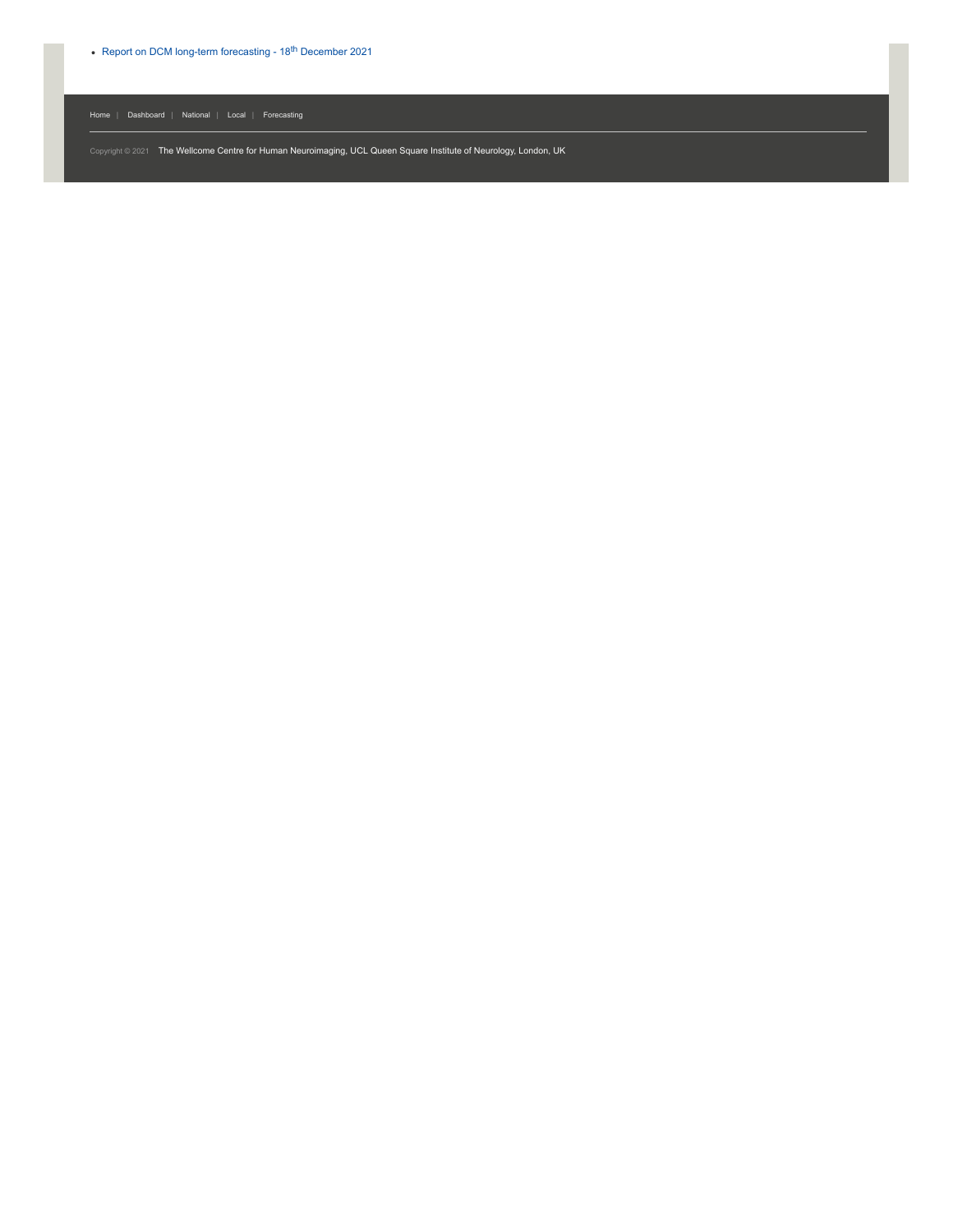- Report on DCM long-term forecasting - 18th December 2021

Home | Dashboard | National | Local | Forecasting

Copyright © 2021 The Wellcome Centre for Human Neuroimaging, UCL Queen Square Institute of Neurology, London, UK